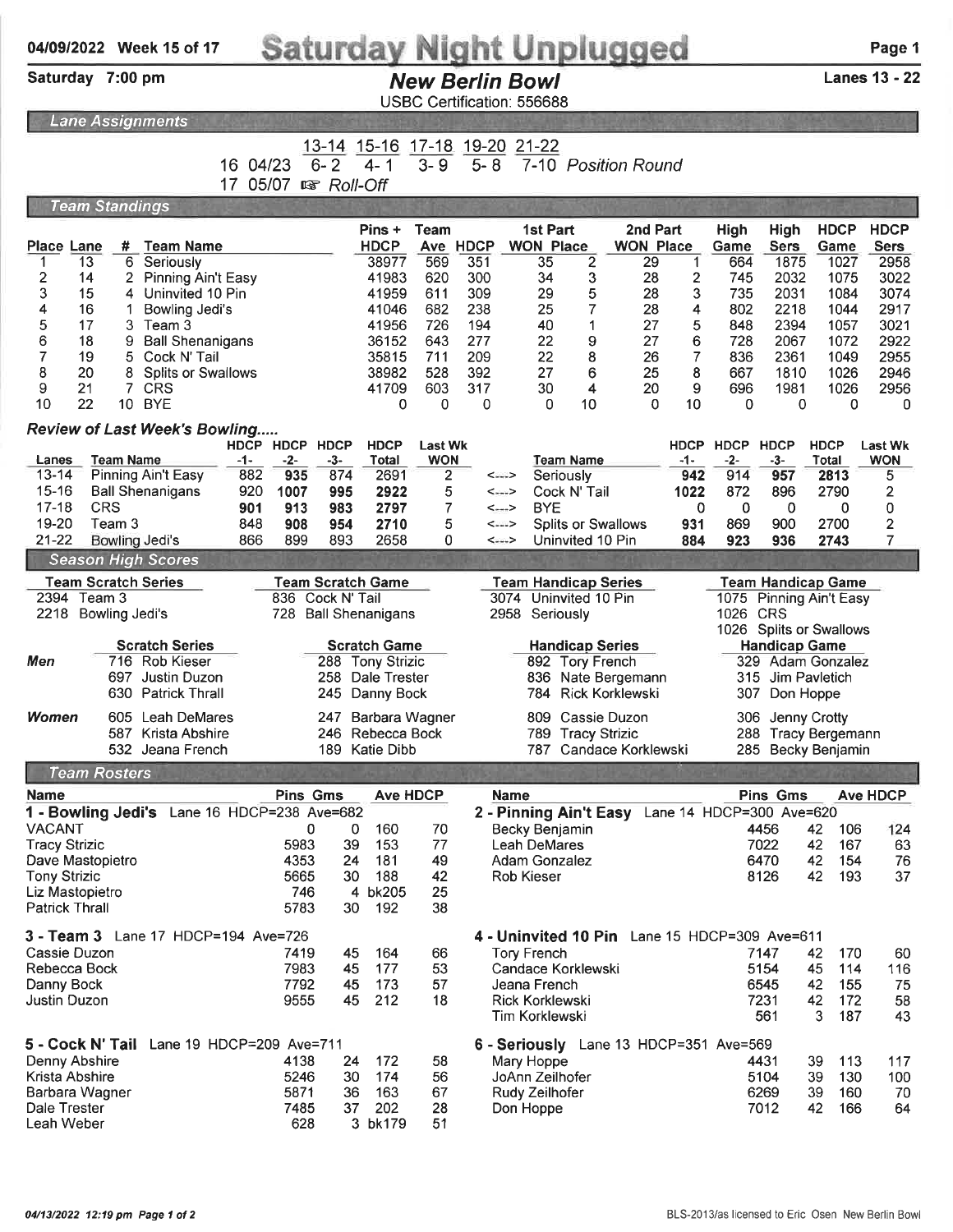04/09/2022 Week 15 of 17

# Saturday Night Unplugged

Saturday 7:00 pm

## New Berlin Bowl

USBC Certification: 556688

Lanes 13 - 22

### Lane Assignments

| | | 13-14 | 15-16 | 17-18 | 19-20 | 21-22 |
|---|---|---|---|---|---|---|
| 16 | 04/23 | 6- 2 | 4- 1 | 3- 9 | 5- 8 | 7-10 *Position Round* |
| 17 | 05/07 | ☞ *Roll-Off* | | | | |

### Team Standings

| Place | Lane | # | Team Name | Pins + HDCP | Team Ave | HDCP | 1st Part WON | 1st Part Place | 2nd Part WON | 2nd Part Place | High Game | High Sers | HDCP Game | HDCP Sers |
|---|---|---|---|---|---|---|---|---|---|---|---|---|---|---|
| 1 | 13 | 6 | Seriously | 38977 | 569 | 351 | 35 | 2 | 29 | 1 | 664 | 1875 | 1027 | 2958 |
| 2 | 14 | 2 | Pinning Ain't Easy | 41983 | 620 | 300 | 34 | 3 | 28 | 2 | 745 | 2032 | 1075 | 3022 |
| 3 | 15 | 4 | Uninvited 10 Pin | 41959 | 611 | 309 | 29 | 5 | 28 | 3 | 735 | 2031 | 1084 | 3074 |
| 4 | 16 | 1 | Bowling Jedi's | 41046 | 682 | 238 | 25 | 7 | 28 | 4 | 802 | 2218 | 1044 | 2917 |
| 5 | 17 | 3 | Team 3 | 41956 | 726 | 194 | 40 | 1 | 27 | 5 | 848 | 2394 | 1057 | 3021 |
| 6 | 18 | 9 | Ball Shenanigans | 36152 | 643 | 277 | 22 | 9 | 27 | 6 | 728 | 2067 | 1072 | 2922 |
| 7 | 19 | 5 | Cock N' Tail | 35815 | 711 | 209 | 22 | 8 | 26 | 7 | 836 | 2361 | 1049 | 2955 |
| 8 | 20 | 8 | Splits or Swallows | 38982 | 528 | 392 | 27 | 6 | 25 | 8 | 667 | 1810 | 1026 | 2946 |
| 9 | 21 | 7 | CRS | 41709 | 603 | 317 | 30 | 4 | 20 | 9 | 696 | 1981 | 1026 | 2956 |
| 10 | 22 | 10 | BYE | 0 | 0 | 0 | 0 | 10 | 0 | 10 | 0 | 0 | 0 | 0 |

### Review of Last Week's Bowling.....

| Lanes | Team Name | HDCP -1- | HDCP -2- | HDCP -3- | HDCP Total | Last Wk WON | | Team Name | HDCP -1- | HDCP -2- | HDCP -3- | HDCP Total | Last Wk WON |
|---|---|---|---|---|---|---|---|---|---|---|---|---|---|
| 13-14 | Pinning Ain't Easy | 882 | **935** | 874 | 2691 | 2 | <---> | Seriously | **942** | 914 | **957** | **2813** | 5 |
| 15-16 | Ball Shenanigans | 920 | **1007** | **995** | **2922** | 5 | <---> | Cock N' Tail | **1022** | 872 | 896 | 2790 | 2 |
| 17-18 | CRS | **901** | **913** | **983** | **2797** | 7 | <---> | BYE | 0 | 0 | 0 | 0 | 0 |
| 19-20 | Team 3 | 848 | **908** | **954** | **2710** | 5 | <---> | Splits or Swallows | **931** | 869 | 900 | 2700 | 2 |
| 21-22 | Bowling Jedi's | 866 | 899 | 893 | 2658 | 0 | <---> | Uninvited 10 Pin | **884** | **923** | **936** | **2743** | 7 |

### Season High Scores

| Team Scratch Series | Team Scratch Game | Team Handicap Series | Team Handicap Game |
|---|---|---|---|
| 2394 Team 3 | 836 Cock N' Tail | 3074 Uninvited 10 Pin | 1075 Pinning Ain't Easy |
| 2218 Bowling Jedi's | 728 Ball Shenanigans | 2958 Seriously | 1026 CRS |
| | | | 1026 Splits or Swallows |

| | Scratch Series | Scratch Game | Handicap Series | Handicap Game |
|---|---|---|---|---|
| Men | 716 Rob Kieser | 288 Tony Strizic | 892 Tory French | 329 Adam Gonzalez |
| | 697 Justin Duzon | 258 Dale Trester | 836 Nate Bergemann | 315 Jim Pavletich |
| | 630 Patrick Thrall | 245 Danny Bock | 784 Rick Korklewski | 307 Don Hoppe |
| Women | 605 Leah DeMares | 247 Barbara Wagner | 809 Cassie Duzon | 306 Jenny Crotty |
| | 587 Krista Abshire | 246 Rebecca Bock | 789 Tracy Strizic | 288 Tracy Bergemann |
| | 532 Jeana French | 189 Katie Dibb | 787 Candace Korklewski | 285 Becky Benjamin |

### Team Rosters

**1 - Bowling Jedi's** Lane 16 HDCP=238 Ave=682

| Name | Pins | Gms | Ave | HDCP |
|---|---|---|---|---|
| VACANT | 0 | 0 | 160 | 70 |
| Tracy Strizic | 5983 | 39 | 153 | 77 |
| Dave Mastopietro | 4353 | 24 | 181 | 49 |
| Tony Strizic | 5665 | 30 | 188 | 42 |
| Liz Mastopietro | 746 | 4 | bk205 | 25 |
| Patrick Thrall | 5783 | 30 | 192 | 38 |

**2 - Pinning Ain't Easy** Lane 14 HDCP=300 Ave=620

| Name | Pins | Gms | Ave | HDCP |
|---|---|---|---|---|
| Becky Benjamin | 4456 | 42 | 106 | 124 |
| Leah DeMares | 7022 | 42 | 167 | 63 |
| Adam Gonzalez | 6470 | 42 | 154 | 76 |
| Rob Kieser | 8126 | 42 | 193 | 37 |

**3 - Team 3** Lane 17 HDCP=194 Ave=726

| Name | Pins | Gms | Ave | HDCP |
|---|---|---|---|---|
| Cassie Duzon | 7419 | 45 | 164 | 66 |
| Rebecca Bock | 7983 | 45 | 177 | 53 |
| Danny Bock | 7792 | 45 | 173 | 57 |
| Justin Duzon | 9555 | 45 | 212 | 18 |

**4 - Uninvited 10 Pin** Lane 15 HDCP=309 Ave=611

| Name | Pins | Gms | Ave | HDCP |
|---|---|---|---|---|
| Tory French | 7147 | 42 | 170 | 60 |
| Candace Korklewski | 5154 | 45 | 114 | 116 |
| Jeana French | 6545 | 42 | 155 | 75 |
| Rick Korklewski | 7231 | 42 | 172 | 58 |
| Tim Korklewski | 561 | 3 | 187 | 43 |

**5 - Cock N' Tail** Lane 19 HDCP=209 Ave=711

| Name | Pins | Gms | Ave | HDCP |
|---|---|---|---|---|
| Denny Abshire | 4138 | 24 | 172 | 58 |
| Krista Abshire | 5246 | 30 | 174 | 56 |
| Barbara Wagner | 5871 | 36 | 163 | 67 |
| Dale Trester | 7485 | 37 | 202 | 28 |
| Leah Weber | 628 | 3 | bk179 | 51 |

**6 - Seriously** Lane 13 HDCP=351 Ave=569

| Name | Pins | Gms | Ave | HDCP |
|---|---|---|---|---|
| Mary Hoppe | 4431 | 39 | 113 | 117 |
| JoAnn Zeilhofer | 5104 | 39 | 130 | 100 |
| Rudy Zeilhofer | 6269 | 39 | 160 | 70 |
| Don Hoppe | 7012 | 42 | 166 | 64 |

04/13/2022 12:19 pm

BLS-2013/as licensed to Eric Osen New Berlin Bowl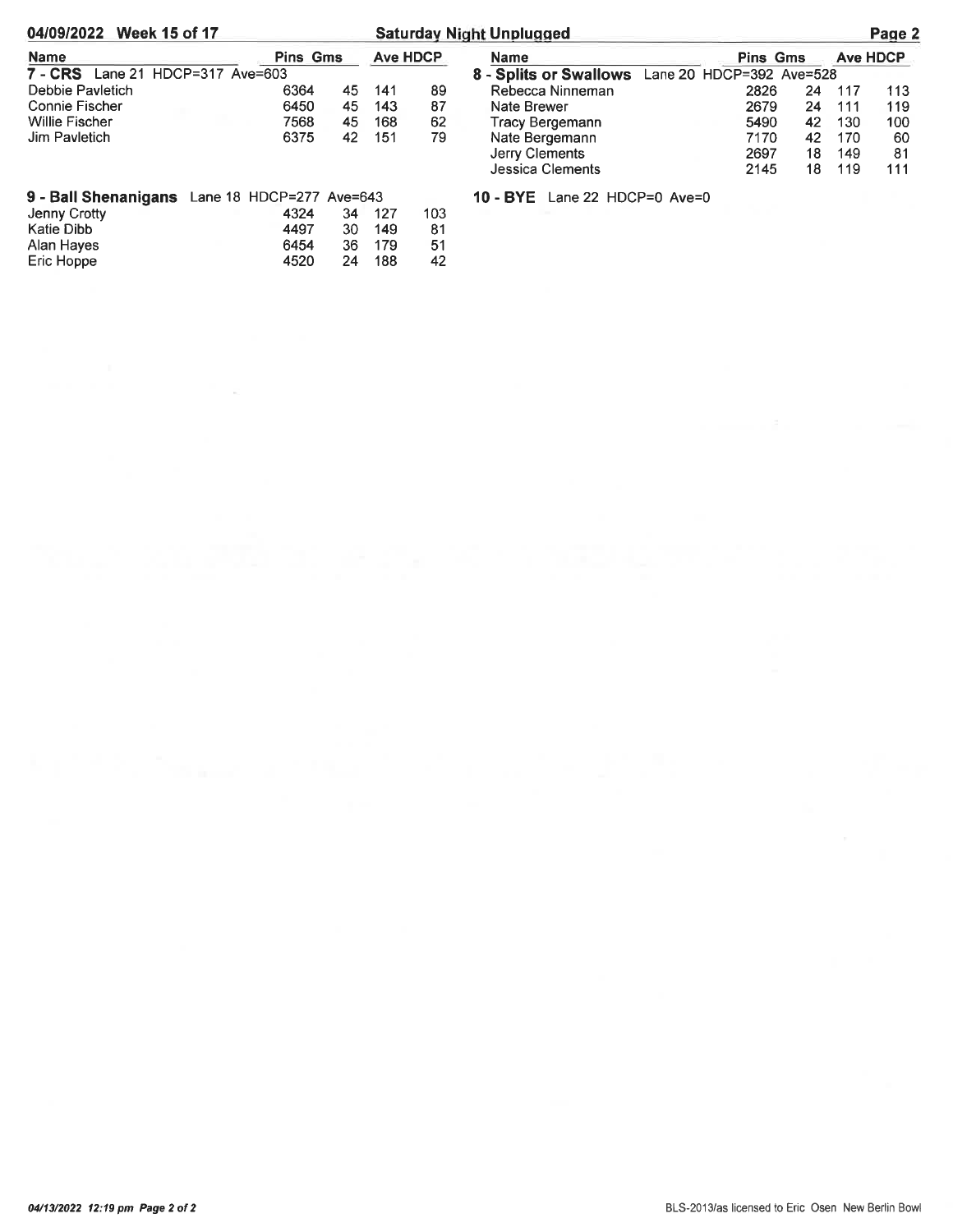04/09/2022 Week 15 of 17 — Saturday Night Unplugged

**7 - CRS** Lane 21 HDCP=317 Ave=603

| Name | Pins | Gms | Ave | HDCP |
|---|---|---|---|---|
| Debbie Pavletich | 6364 | 45 | 141 | 89 |
| Connie Fischer | 6450 | 45 | 143 | 87 |
| Willie Fischer | 7568 | 45 | 168 | 62 |
| Jim Pavletich | 6375 | 42 | 151 | 79 |

**8 - Splits or Swallows** Lane 20 HDCP=392 Ave=528

| Name | Pins | Gms | Ave | HDCP |
|---|---|---|---|---|
| Rebecca Ninneman | 2826 | 24 | 117 | 113 |
| Nate Brewer | 2679 | 24 | 111 | 119 |
| Tracy Bergemann | 5490 | 42 | 130 | 100 |
| Nate Bergemann | 7170 | 42 | 170 | 60 |
| Jerry Clements | 2697 | 18 | 149 | 81 |
| Jessica Clements | 2145 | 18 | 119 | 111 |

**9 - Ball Shenanigans** Lane 18 HDCP=277 Ave=643

| Name | Pins | Gms | Ave | HDCP |
|---|---|---|---|---|
| Jenny Crotty | 4324 | 34 | 127 | 103 |
| Katie Dibb | 4497 | 30 | 149 | 81 |
| Alan Hayes | 6454 | 36 | 179 | 51 |
| Eric Hoppe | 4520 | 24 | 188 | 42 |

**10 - BYE** Lane 22 HDCP=0 Ave=0

04/13/2022 12:19 pm

BLS-2013/as licensed to Eric Osen New Berlin Bowl